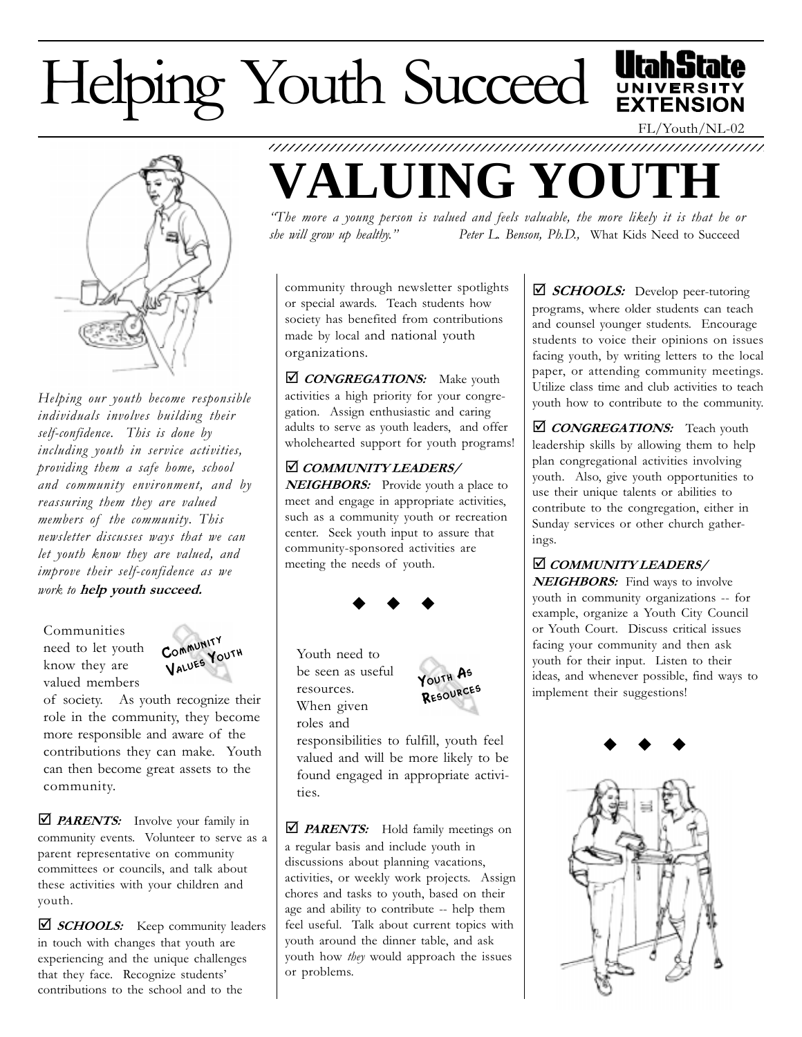# Helping Youth Succeed

Utah State University Extension

FL/Youth/NL-02

# VALUING YOUTH

*"The more a young person is valued and feels valuable, the more likely it is that he or she will grow up healthy."* *Peter L. Benson, Ph.D.,* What Kids Need to Succeed

*Helping our youth become responsible individuals involves building their self-confidence. This is done by including youth in service activities, providing them a safe home, school and community environment, and by reassuring them they are valued members of the community. This newsletter discusses ways that we can let youth know they are valued, and improve their self-confidence as we work to* ***help youth succeed.***

## Community Values Youth

Communities need to let youth know they are valued members of society. As youth recognize their role in the community, they become more responsible and aware of the contributions they can make. Youth can then become great assets to the community.

☑ ***PARENTS:*** Involve your family in community events. Volunteer to serve as a parent representative on community committees or councils, and talk about these activities with your children and youth.

☑ ***SCHOOLS:*** Keep community leaders in touch with changes that youth are experiencing and the unique challenges that they face. Recognize students' contributions to the school and to the community through newsletter spotlights or special awards. Teach students how society has benefited from contributions made by local and national youth organizations.

☑ ***CONGREGATIONS:*** Make youth activities a high priority for your congregation. Assign enthusiastic and caring adults to serve as youth leaders, and offer wholehearted support for youth programs!

☑ ***COMMUNITY LEADERS/ NEIGHBORS:*** Provide youth a place to meet and engage in appropriate activities, such as a community youth or recreation center. Seek youth input to assure that community-sponsored activities are meeting the needs of youth.

◆ ◆ ◆

## Youth As Resources

Youth need to be seen as useful resources. When given roles and responsibilities to fulfill, youth feel valued and will be more likely to be found engaged in appropriate activities.

☑ ***PARENTS:*** Hold family meetings on a regular basis and include youth in discussions about planning vacations, activities, or weekly work projects. Assign chores and tasks to youth, based on their age and ability to contribute -- help them feel useful. Talk about current topics with youth around the dinner table, and ask youth how *they* would approach the issues or problems.

☑ ***SCHOOLS:*** Develop peer-tutoring programs, where older students can teach and counsel younger students. Encourage students to voice their opinions on issues facing youth, by writing letters to the local paper, or attending community meetings. Utilize class time and club activities to teach youth how to contribute to the community.

☑ ***CONGREGATIONS:*** Teach youth leadership skills by allowing them to help plan congregational activities involving youth. Also, give youth opportunities to use their unique talents or abilities to contribute to the congregation, either in Sunday services or other church gatherings.

☑ ***COMMUNITY LEADERS/ NEIGHBORS:*** Find ways to involve youth in community organizations -- for example, organize a Youth City Council or Youth Court. Discuss critical issues facing your community and then ask youth for their input. Listen to their ideas, and whenever possible, find ways to implement their suggestions!

◆ ◆ ◆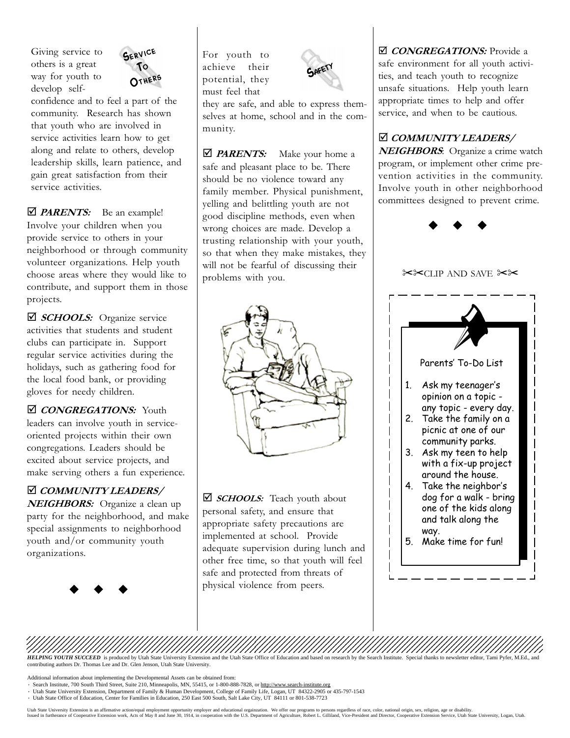## Service To Others

Giving service to others is a great way for youth to develop self-confidence and to feel a part of the community. Research has shown that youth who are involved in service activities learn how to get along and relate to others, develop leadership skills, learn patience, and gain great satisfaction from their service activities.

☑ ***PARENTS:*** Be an example! Involve your children when you provide service to others in your neighborhood or through community volunteer organizations. Help youth choose areas where they would like to contribute, and support them in those projects.

☑ ***SCHOOLS:*** Organize service activities that students and student clubs can participate in. Support regular service activities during the holidays, such as gathering food for the local food bank, or providing gloves for needy children.

☑ ***CONGREGATIONS:*** Youth leaders can involve youth in service-oriented projects within their own congregations. Leaders should be excited about service projects, and make serving others a fun experience.

☑ ***COMMUNITY LEADERS/ NEIGHBORS:*** Organize a clean up party for the neighborhood, and make special assignments to neighborhood youth and/or community youth organizations.

◆ ◆ ◆

## Safety

For youth to achieve their potential, they must feel that they are safe, and able to express themselves at home, school and in the community.

☑ ***PARENTS:*** Make your home a safe and pleasant place to be. There should be no violence toward any family member. Physical punishment, yelling and belittling youth are not good discipline methods, even when wrong choices are made. Develop a trusting relationship with your youth, so that when they make mistakes, they will not be fearful of discussing their problems with you.

☑ ***SCHOOLS:*** Teach youth about personal safety, and ensure that appropriate safety precautions are implemented at school. Provide adequate supervision during lunch and other free time, so that youth will feel safe and protected from threats of physical violence from peers.

☑ ***CONGREGATIONS:*** Provide a safe environment for all youth activities, and teach youth to recognize unsafe situations. Help youth learn appropriate times to help and offer service, and when to be cautious.

☑ ***COMMUNITY LEADERS/ NEIGHBORS***: Organize a crime watch program, or implement other crime prevention activities in the community. Involve youth in other neighborhood committees designed to prevent crime.

◆ ◆ ◆

✂✂CLIP AND SAVE ✂✂

**Parents' To-Do List**

1. Ask my teenager's opinion on a topic - any topic - every day.
2. Take the family on a picnic at one of our community parks.
3. Ask my teen to help with a fix-up project around the house.
4. Take the neighbor's dog for a walk - bring one of the kids along and talk along the way.
5. Make time for fun!

***HELPING YOUTH SUCCEED*** is produced by Utah State University Extension and the Utah State Office of Education and based on research by the Search Institute. Special thanks to newsletter editor, Tami Pyfer, M.Ed., and contributing authors Dr. Thomas Lee and Dr. Glen Jenson, Utah State University.

Additional information about implementing the Developmental Assets can be obtained from:

- Search Institute, 700 South Third Street, Suite 210, Minneapolis, MN, 55415, or 1-800-888-7828, or http://www.search-institute.org
- Utah State University Extension, Department of Family & Human Development, College of Family Life, Logan, UT 84322-2905 or 435-797-1543
- Utah State Office of Education, Center for Families in Education, 250 East 500 South, Salt Lake City, UT 84111 or 801-538-7723

Utah State University Extension is an affirmative action/equal employment opportunity employer and educational orgainzation. We offer our programs to persons regardless of race, color, national origin, sex, religion, age or disability. Issued in furtherance of Cooperative Extension work, Acts of May 8 and June 30, 1914, in cooperation with the U.S. Department of Agriculture, Robert L. Gilliland, Vice-President and Director, Cooperative Extension Service, Utah State University, Logan, Utah.